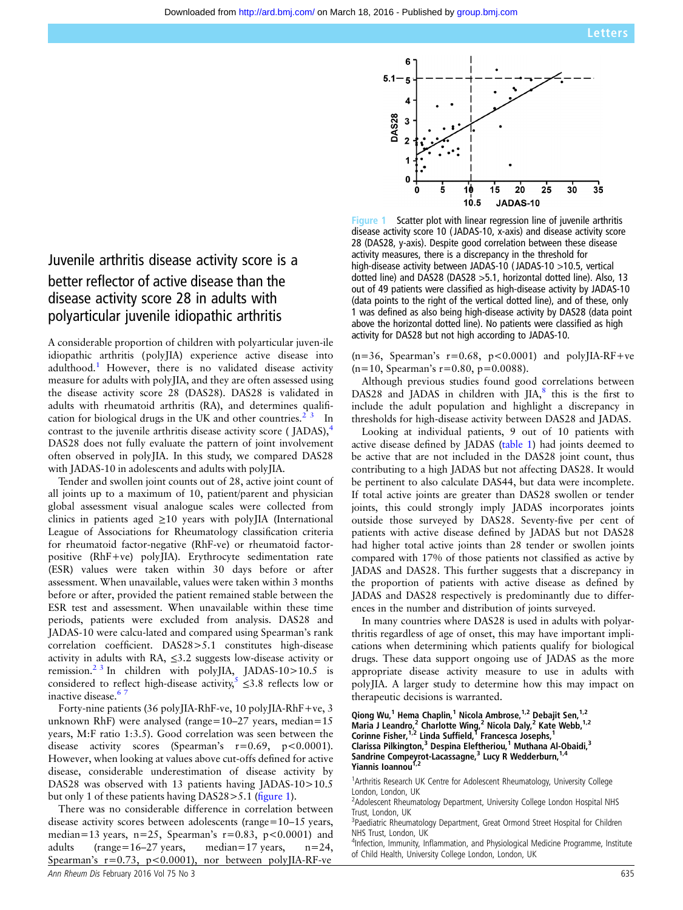Letters

# Juvenile arthritis disease activity score is a better reflector of active disease than the disease activity score 28 in adults with polyarticular juvenile idiopathic arthritis

A considerable proportion of children with polyarticular juven-ile idiopathic arthritis (polyJIA) experience active disease into adulthood.[1] However, there is no validated disease activity measure for adults with polyJIA, and they are often assessed using the disease activity score 28 (DAS28). DAS28 is validated in adults with rheumatoid arthritis (RA), and determines qualification for biological drugs in the UK and other countries.[2,3] In contrast to the juvenile arthritis disease activity score (JADAS),[4] DAS28 does not fully evaluate the pattern of joint involvement often observed in polyJIA. In this study, we compared DAS28 with JADAS-10 in adolescents and adults with polyJIA.

Tender and swollen joint counts out of 28, active joint count of all joints up to a maximum of 10, patient/parent and physician global assessment visual analogue scales were collected from clinics in patients aged ≥10 years with polyJIA (International League of Associations for Rheumatology classification criteria for rheumatoid factor-negative (RhF-ve) or rheumatoid factor-positive (RhF+ve) polyJIA). Erythrocyte sedimentation rate (ESR) values were taken within 30 days before or after assessment. When unavailable, values were taken within 3 months before or after, provided the patient remained stable between the ESR test and assessment. When unavailable within these time periods, patients were excluded from analysis. DAS28 and JADAS-10 were calcu-lated and compared using Spearman's rank correlation coefficient. DAS28>5.1 constitutes high-disease activity in adults with RA, ≤3.2 suggests low-disease activity or remission.[2,3] In children with polyJIA, JADAS-10>10.5 is considered to reflect high-disease activity,[5] ≤3.8 reflects low or inactive disease.[6,7]

Forty-nine patients (36 polyJIA-RhF-ve, 10 polyJIA-RhF+ve, 3 unknown RhF) were analysed (range=10–27 years, median=15 years, M:F ratio 1:3.5). Good correlation was seen between the disease activity scores (Spearman's r=0.69, p<0.0001). However, when looking at values above cut-offs defined for active disease, considerable underestimation of disease activity by DAS28 was observed with 13 patients having JADAS-10>10.5 but only 1 of these patients having DAS28>5.1 (figure 1).

There was no considerable difference in correlation between disease activity scores between adolescents (range=10–15 years, median=13 years, n=25, Spearman's r=0.83, p<0.0001) and adults (range=16–27 years, median=17 years, n=24, Spearman's r=0.73, p<0.0001), nor between polyJIA-RF-ve (n=36, Spearman's r=0.68, p<0.0001) and polyJIA-RF+ve (n=10, Spearman's r=0.80, p=0.0088).

Figure 1 Scatter plot with linear regression line of juvenile arthritis disease activity score 10 (JADAS-10, x-axis) and disease activity score 28 (DAS28, y-axis). Despite good correlation between these disease activity measures, there is a discrepancy in the threshold for high-disease activity between JADAS-10 (JADAS-10 >10.5, vertical dotted line) and DAS28 (DAS28 >5.1, horizontal dotted line). Also, 13 out of 49 patients were classified as high-disease activity by JADAS-10 (data points to the right of the vertical dotted line), and of these, only 1 was defined as also being high-disease activity by DAS28 (data point above the horizontal dotted line). No patients were classified as high activity for DAS28 but not high according to JADAS-10.

Although previous studies found good correlations between DAS28 and JADAS in children with JIA,[8] this is the first to include the adult population and highlight a discrepancy in thresholds for high-disease activity between DAS28 and JADAS.

Looking at individual patients, 9 out of 10 patients with active disease defined by JADAS (table 1) had joints deemed to be active that are not included in the DAS28 joint count, thus contributing to a high JADAS but not affecting DAS28. It would be pertinent to also calculate DAS44, but data were incomplete. If total active joints are greater than DAS28 swollen or tender joints, this could strongly imply JADAS incorporates joints outside those surveyed by DAS28. Seventy-five per cent of patients with active disease defined by JADAS but not DAS28 had higher total active joints than 28 tender or swollen joints compared with 17% of those patients not classified as active by JADAS and DAS28. This further suggests that a discrepancy in the proportion of patients with active disease as defined by JADAS and DAS28 respectively is predominantly due to differences in the number and distribution of joints surveyed.

In many countries where DAS28 is used in adults with polyarthritis regardless of age of onset, this may have important implications when determining which patients qualify for biological drugs. These data support ongoing use of JADAS as the more appropriate disease activity measure to use in adults with polyJIA. A larger study to determine how this may impact on therapeutic decisions is warranted.

**Qiong Wu,[1] Hema Chaplin,[1] Nicola Ambrose,[1,2] Debajit Sen,[1,2] Maria J Leandro,[2] Charlotte Wing,[2] Nicola Daly,[2] Kate Webb,[1,2] Corinne Fisher,[1,2] Linda Suffield,[1] Francesca Josephs,[1] Clarissa Pilkington,[3] Despina Eleftheriou,[1] Muthana Al-Obaidi,[3] Sandrine Compeyrot-Lacassagne,[3] Lucy R Wedderburn,[1,4] Yiannis Ioannou[1,2]**

[1]Arthritis Research UK Centre for Adolescent Rheumatology, University College London, London, UK
[2]Adolescent Rheumatology Department, University College London Hospital NHS Trust, London, UK
[3]Paediatric Rheumatology Department, Great Ormond Street Hospital for Children NHS Trust, London, UK
[4]Infection, Immunity, Inflammation, and Physiological Medicine Programme, Institute of Child Health, University College London, London, UK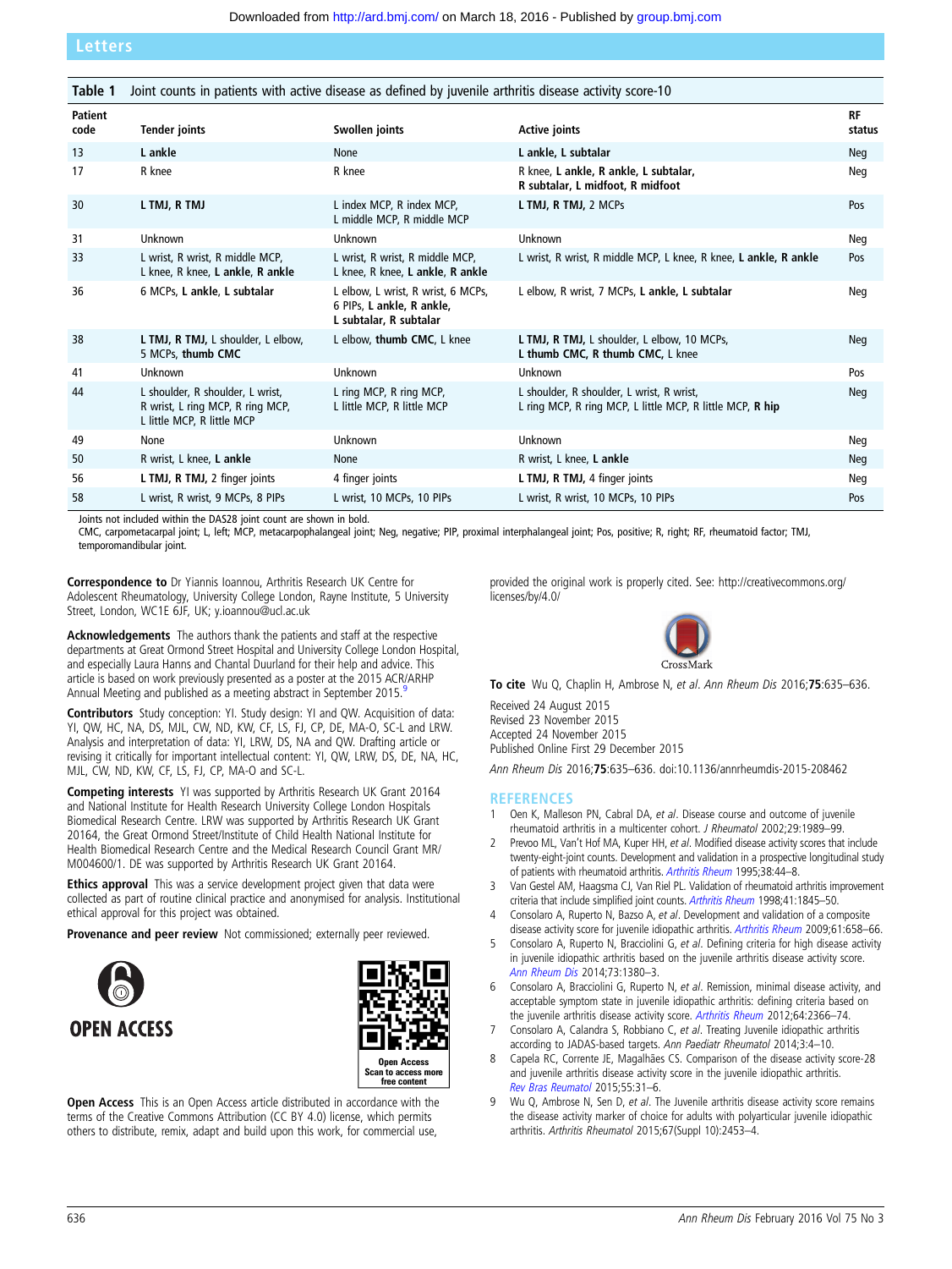**Table 1** Joint counts in patients with active disease as defined by juvenile arthritis disease activity score-10

| Patient code | Tender joints | Swollen joints | Active joints | RF status |
|---|---|---|---|---|
| 13 | **L ankle** | None | **L ankle, L subtalar** | Neg |
| 17 | R knee | R knee | R knee, **L ankle, R ankle, L subtalar, R subtalar, L midfoot, R midfoot** | Neg |
| 30 | **L TMJ, R TMJ** | L index MCP, R index MCP, L middle MCP, R middle MCP | **L TMJ, R TMJ,** 2 MCPs | Pos |
| 31 | Unknown | Unknown | Unknown | Neg |
| 33 | L wrist, R wrist, R middle MCP, L knee, R knee, **L ankle, R ankle** | L wrist, R wrist, R middle MCP, L knee, R knee, **L ankle, R ankle** | L wrist, R wrist, R middle MCP, L knee, R knee, **L ankle, R ankle** | Pos |
| 36 | 6 MCPs, **L ankle, L subtalar** | L elbow, L wrist, R wrist, 6 MCPs, 6 PIPs, **L ankle, R ankle, L subtalar, R subtalar** | L elbow, R wrist, 7 MCPs, **L ankle, L subtalar** | Neg |
| 38 | **L TMJ, R TMJ,** L shoulder, L elbow, 5 MCPs, **thumb CMC** | L elbow, **thumb CMC**, L knee | **L TMJ, R TMJ,** L shoulder, L elbow, 10 MCPs, **L thumb CMC, R thumb CMC,** L knee | Neg |
| 41 | Unknown | Unknown | Unknown | Pos |
| 44 | L shoulder, R shoulder, L wrist, R wrist, L ring MCP, R ring MCP, L little MCP, R little MCP | L ring MCP, R ring MCP, L little MCP, R little MCP | L shoulder, R shoulder, L wrist, R wrist, L ring MCP, R ring MCP, L little MCP, R little MCP, **R hip** | Neg |
| 49 | None | Unknown | Unknown | Neg |
| 50 | R wrist, L knee, **L ankle** | None | R wrist, L knee, **L ankle** | Neg |
| 56 | **L TMJ, R TMJ,** 2 finger joints | 4 finger joints | **L TMJ, R TMJ,** 4 finger joints | Neg |
| 58 | L wrist, R wrist, 9 MCPs, 8 PIPs | L wrist, 10 MCPs, 10 PIPs | L wrist, R wrist, 10 MCPs, 10 PIPs | Pos |

Joints not included within the DAS28 joint count are shown in bold.
CMC, carpometacarpal joint; L, left; MCP, metacarpophalangeal joint; Neg, negative; PIP, proximal interphalangeal joint; Pos, positive; R, right; RF, rheumatoid factor; TMJ, temporomandibular joint.

**Correspondence to** Dr Yiannis Ioannou, Arthritis Research UK Centre for Adolescent Rheumatology, University College London, Rayne Institute, 5 University Street, London, WC1E 6JF, UK; y.ioannou@ucl.ac.uk

**Acknowledgements** The authors thank the patients and staff at the respective departments at Great Ormond Street Hospital and University College London Hospital, and especially Laura Hanns and Chantal Duurland for their help and advice. This article is based on work previously presented as a poster at the 2015 ACR/ARHP Annual Meeting and published as a meeting abstract in September 2015.[9]

**Contributors** Study conception: YI. Study design: YI and QW. Acquisition of data: YI, QW, HC, NA, DS, MJL, CW, ND, KW, CF, LS, FJ, CP, DE, MA-O, SC-L and LRW. Analysis and interpretation of data: YI, LRW, DS, NA and QW. Drafting article or revising it critically for important intellectual content: YI, QW, LRW, DS, DE, NA, HC, MJL, CW, ND, KW, CF, LS, FJ, CP, MA-O and SC-L.

**Competing interests** YI was supported by Arthritis Research UK Grant 20164 and National Institute for Health Research University College London Hospitals Biomedical Research Centre. LRW was supported by Arthritis Research UK Grant 20164, the Great Ormond Street/Institute of Child Health National Institute for Health Biomedical Research Centre and the Medical Research Council Grant MR/M004600/1. DE was supported by Arthritis Research UK Grant 20164.

**Ethics approval** This was a service development project given that data were collected as part of routine clinical practice and anonymised for analysis. Institutional ethical approval for this project was obtained.

**Provenance and peer review** Not commissioned; externally peer reviewed.

OPEN ACCESS

Open Access
Scan to access more free content

**Open Access** This is an Open Access article distributed in accordance with the terms of the Creative Commons Attribution (CC BY 4.0) license, which permits others to distribute, remix, adapt and build upon this work, for commercial use, provided the original work is properly cited. See: http://creativecommons.org/licenses/by/4.0/

**To cite** Wu Q, Chaplin H, Ambrose N, *et al*. *Ann Rheum Dis* 2016;**75**:635–636.

Received 24 August 2015
Revised 23 November 2015
Accepted 24 November 2015
Published Online First 29 December 2015

*Ann Rheum Dis* 2016;**75**:635–636. doi:10.1136/annrheumdis-2015-208462

## REFERENCES

1. Oen K, Malleson PN, Cabral DA, *et al*. Disease course and outcome of juvenile rheumatoid arthritis in a multicenter cohort. *J Rheumatol* 2002;29:1989–99.
2. Prevoo ML, Van't Hof MA, Kuper HH, *et al*. Modified disease activity scores that include twenty-eight-joint counts. Development and validation in a prospective longitudinal study of patients with rheumatoid arthritis. *Arthritis Rheum* 1995;38:44–8.
3. Van Gestel AM, Haagsma CJ, Van Riel PL. Validation of rheumatoid arthritis improvement criteria that include simplified joint counts. *Arthritis Rheum* 1998;41:1845–50.
4. Consolaro A, Ruperto N, Bazso A, *et al*. Development and validation of a composite disease activity score for juvenile idiopathic arthritis. *Arthritis Rheum* 2009;61:658–66.
5. Consolaro A, Ruperto N, Bracciolini G, *et al*. Defining criteria for high disease activity in juvenile idiopathic arthritis based on the juvenile arthritis disease activity score. *Ann Rheum Dis* 2014;73:1380–3.
6. Consolaro A, Bracciolini G, Ruperto N, *et al*. Remission, minimal disease activity, and acceptable symptom state in juvenile idiopathic arthritis: defining criteria based on the juvenile arthritis disease activity score. *Arthritis Rheum* 2012;64:2366–74.
7. Consolaro A, Calandra S, Robbiano C, *et al*. Treating Juvenile idiopathic arthritis according to JADAS-based targets. *Ann Paediatr Rheumatol* 2014;3:4–10.
8. Capela RC, Corrente JE, Magalhães CS. Comparison of the disease activity score-28 and juvenile arthritis disease activity score in the juvenile idiopathic arthritis. *Rev Bras Reumatol* 2015;55:31–6.
9. Wu Q, Ambrose N, Sen D, *et al*. The Juvenile arthritis disease activity score remains the disease activity marker of choice for adults with polyarticular juvenile idiopathic arthritis. *Arthritis Rheumatol* 2015;67(Suppl 10):2453–4.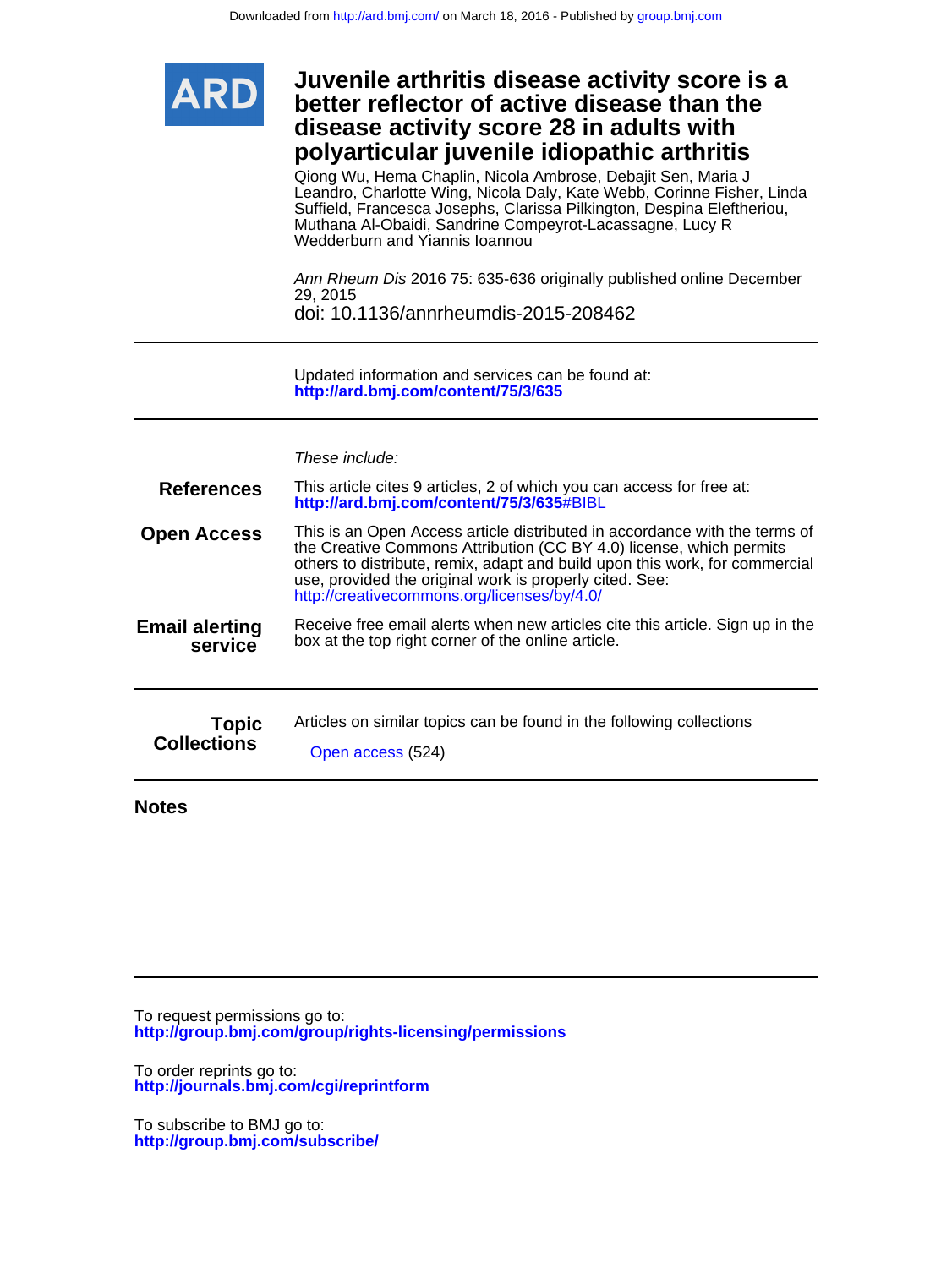# Juvenile arthritis disease activity score is a better reflector of active disease than the disease activity score 28 in adults with polyarticular juvenile idiopathic arthritis

Qiong Wu, Hema Chaplin, Nicola Ambrose, Debajit Sen, Maria J Leandro, Charlotte Wing, Nicola Daly, Kate Webb, Corinne Fisher, Linda Suffield, Francesca Josephs, Clarissa Pilkington, Despina Eleftheriou, Muthana Al-Obaidi, Sandrine Compeyrot-Lacassagne, Lucy R Wedderburn and Yiannis Ioannou

*Ann Rheum Dis* 2016 75: 635-636 originally published online December 29, 2015

doi: 10.1136/annrheumdis-2015-208462

Updated information and services can be found at:
**http://ard.bmj.com/content/75/3/635**

*These include:*

**References**

This article cites 9 articles, 2 of which you can access for free at:
**http://ard.bmj.com/content/75/3/635**#BIBL

**Open Access**

This is an Open Access article distributed in accordance with the terms of the Creative Commons Attribution (CC BY 4.0) license, which permits others to distribute, remix, adapt and build upon this work, for commercial use, provided the original work is properly cited. See: http://creativecommons.org/licenses/by/4.0/

**Email alerting service**

Receive free email alerts when new articles cite this article. Sign up in the box at the top right corner of the online article.

**Topic Collections**

Articles on similar topics can be found in the following collections

Open access (524)

## Notes

To request permissions go to:
**http://group.bmj.com/group/rights-licensing/permissions**

To order reprints go to:
**http://journals.bmj.com/cgi/reprintform**

To subscribe to BMJ go to:
**http://group.bmj.com/subscribe/**